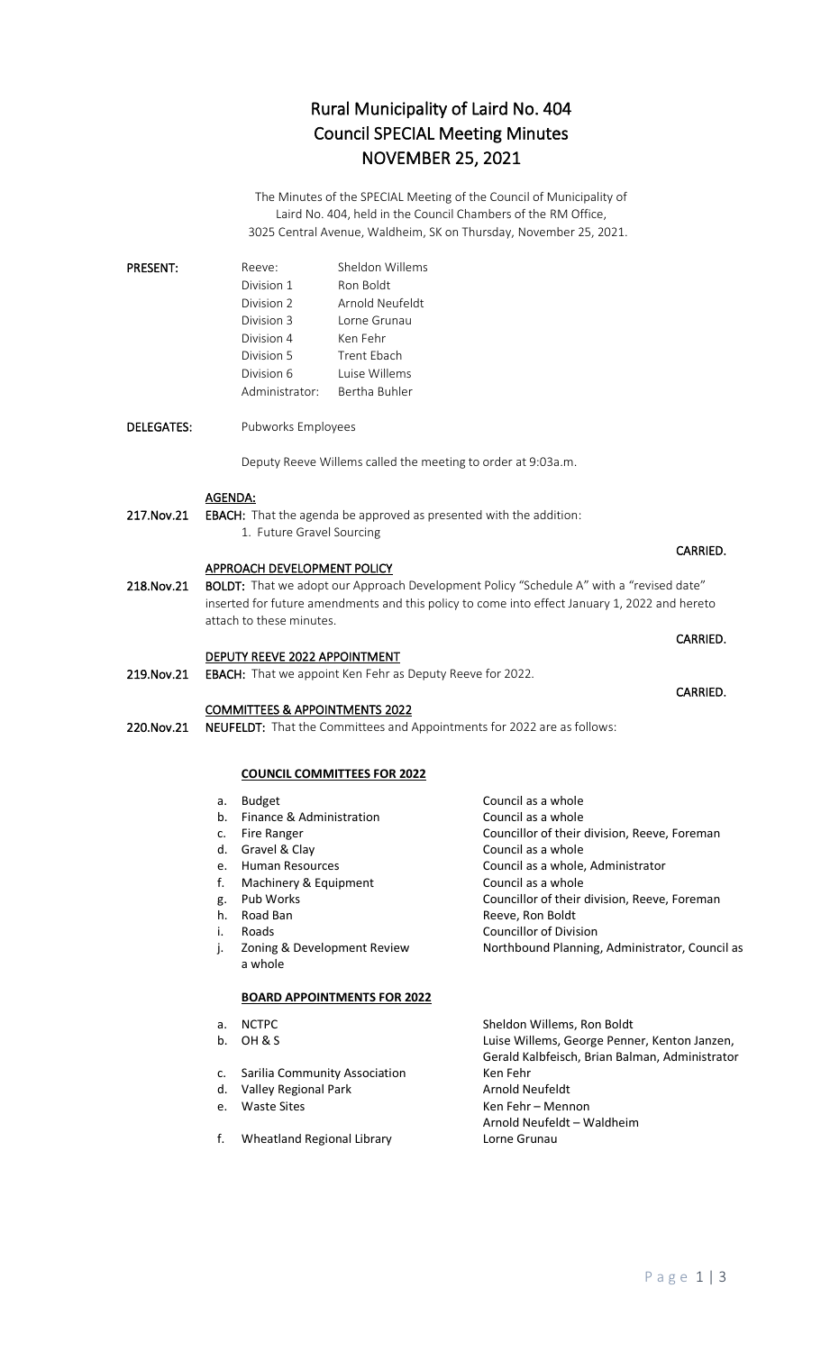# Rural Municipality of Laird No. 404
# Council SPECIAL Meeting Minutes
# NOVEMBER 25, 2021

The Minutes of the SPECIAL Meeting of the Council of Municipality of Laird No. 404, held in the Council Chambers of the RM Office, 3025 Central Avenue, Waldheim, SK on Thursday, November 25, 2021.

**PRESENT:**

| | |
|---|---|
| Reeve: | Sheldon Willems |
| Division 1 | Ron Boldt |
| Division 2 | Arnold Neufeldt |
| Division 3 | Lorne Grunau |
| Division 4 | Ken Fehr |
| Division 5 | Trent Ebach |
| Division 6 | Luise Willems |
| Administrator: | Bertha Buhler |

**DELEGATES:** Pubworks Employees

Deputy Reeve Willems called the meeting to order at 9:03a.m.

**AGENDA:**

**217.Nov.21** **EBACH:** That the agenda be approved as presented with the addition:
1. Future Gravel Sourcing

**CARRIED.**

**APPROACH DEVELOPMENT POLICY**

**218.Nov.21** **BOLDT:** That we adopt our Approach Development Policy "Schedule A" with a "revised date" inserted for future amendments and this policy to come into effect January 1, 2022 and hereto attach to these minutes.

**CARRIED.**

**DEPUTY REEVE 2022 APPOINTMENT**

**219.Nov.21** **EBACH:** That we appoint Ken Fehr as Deputy Reeve for 2022.

**CARRIED.**

**COMMITTEES & APPOINTMENTS 2022**

**220.Nov.21** **NEUFELDT:** That the Committees and Appointments for 2022 are as follows:

**COUNCIL COMMITTEES FOR 2022**

a. Budget — Council as a whole
b. Finance & Administration — Council as a whole
c. Fire Ranger — Councillor of their division, Reeve, Foreman
d. Gravel & Clay — Council as a whole
e. Human Resources — Council as a whole, Administrator
f. Machinery & Equipment — Council as a whole
g. Pub Works — Councillor of their division, Reeve, Foreman
h. Road Ban — Reeve, Ron Boldt
i. Roads — Councillor of Division
j. Zoning & Development Review — Northbound Planning, Administrator, Council as a whole

**BOARD APPOINTMENTS FOR 2022**

a. NCTPC — Sheldon Willems, Ron Boldt
b. OH & S — Luise Willems, George Penner, Kenton Janzen, Gerald Kalbfeisch, Brian Balman, Administrator
c. Sarilia Community Association — Ken Fehr
d. Valley Regional Park — Arnold Neufeldt
e. Waste Sites — Ken Fehr – Mennon; Arnold Neufeldt – Waldheim
f. Wheatland Regional Library — Lorne Grunau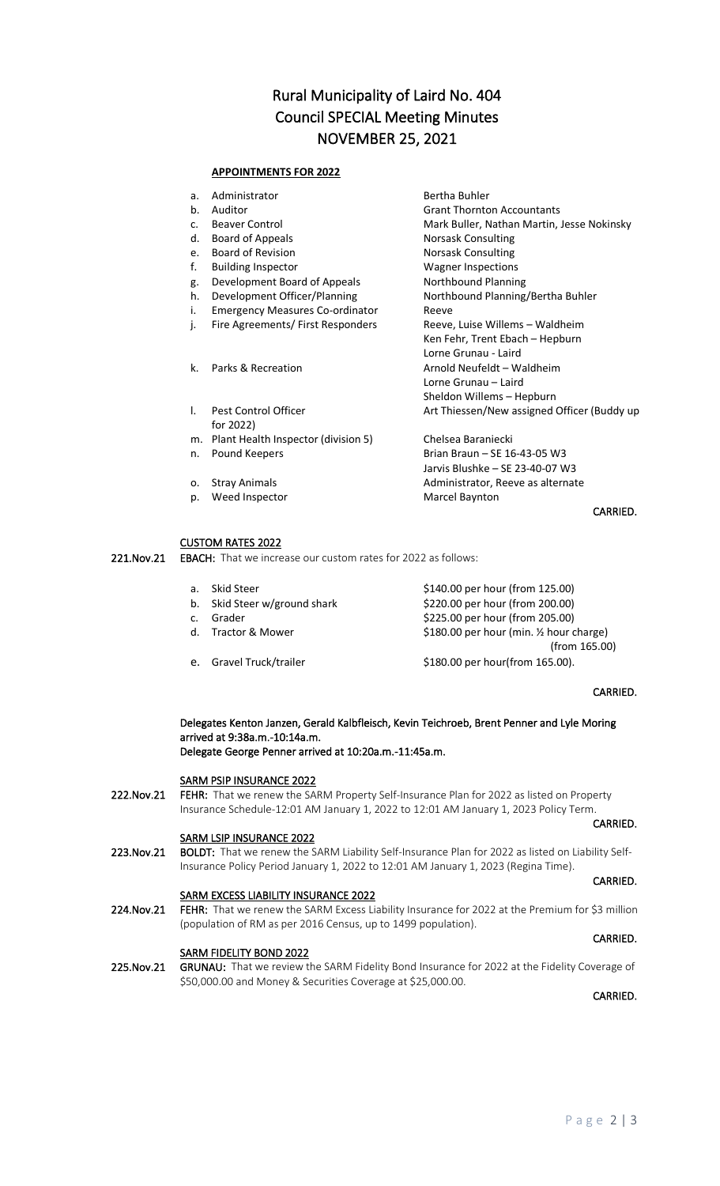# Rural Municipality of Laird No. 404
# Council SPECIAL Meeting Minutes
# NOVEMBER 25, 2021

**APPOINTMENTS FOR 2022**

a. Administrator — Bertha Buhler
b. Auditor — Grant Thornton Accountants
c. Beaver Control — Mark Buller, Nathan Martin, Jesse Nokinsky
d. Board of Appeals — Norsask Consulting
e. Board of Revision — Norsask Consulting
f. Building Inspector — Wagner Inspections
g. Development Board of Appeals — Northbound Planning
h. Development Officer/Planning — Northbound Planning/Bertha Buhler
i. Emergency Measures Co-ordinator — Reeve
j. Fire Agreements/ First Responders — Reeve, Luise Willems – Waldheim
Ken Fehr, Trent Ebach – Hepburn
Lorne Grunau - Laird
k. Parks & Recreation — Arnold Neufeldt – Waldheim
Lorne Grunau – Laird
Sheldon Willems – Hepburn
l. Pest Control Officer — Art Thiessen/New assigned Officer (Buddy up for 2022)
m. Plant Health Inspector (division 5) — Chelsea Baraniecki
n. Pound Keepers — Brian Braun – SE 16-43-05 W3
Jarvis Blushke – SE 23-40-07 W3
o. Stray Animals — Administrator, Reeve as alternate
p. Weed Inspector — Marcel Baynton

**CARRIED.**

**CUSTOM RATES 2022**

221.Nov.21 **EBACH:** That we increase our custom rates for 2022 as follows:

a. Skid Steer — $140.00 per hour (from 125.00)
b. Skid Steer w/ground shark — $220.00 per hour (from 200.00)
c. Grader — $225.00 per hour (from 205.00)
d. Tractor & Mower — $180.00 per hour (min. ½ hour charge) (from 165.00)
e. Gravel Truck/trailer — $180.00 per hour(from 165.00).

**CARRIED.**

**Delegates Kenton Janzen, Gerald Kalbfleisch, Kevin Teichroeb, Brent Penner and Lyle Moring arrived at 9:38a.m.-10:14a.m.**
**Delegate George Penner arrived at 10:20a.m.-11:45a.m.**

**SARM PSIP INSURANCE 2022**

222.Nov.21 **FEHR:** That we renew the SARM Property Self-Insurance Plan for 2022 as listed on Property Insurance Schedule-12:01 AM January 1, 2022 to 12:01 AM January 1, 2023 Policy Term.

**CARRIED.**

**SARM LSIP INSURANCE 2022**

223.Nov.21 **BOLDT:** That we renew the SARM Liability Self-Insurance Plan for 2022 as listed on Liability Self-Insurance Policy Period January 1, 2022 to 12:01 AM January 1, 2023 (Regina Time).

**CARRIED.**

**SARM EXCESS LIABILITY INSURANCE 2022**

224.Nov.21 **FEHR:** That we renew the SARM Excess Liability Insurance for 2022 at the Premium for $3 million (population of RM as per 2016 Census, up to 1499 population).

**CARRIED.**

**SARM FIDELITY BOND 2022**

225.Nov.21 **GRUNAU:** That we review the SARM Fidelity Bond Insurance for 2022 at the Fidelity Coverage of $50,000.00 and Money & Securities Coverage at $25,000.00.

**CARRIED.**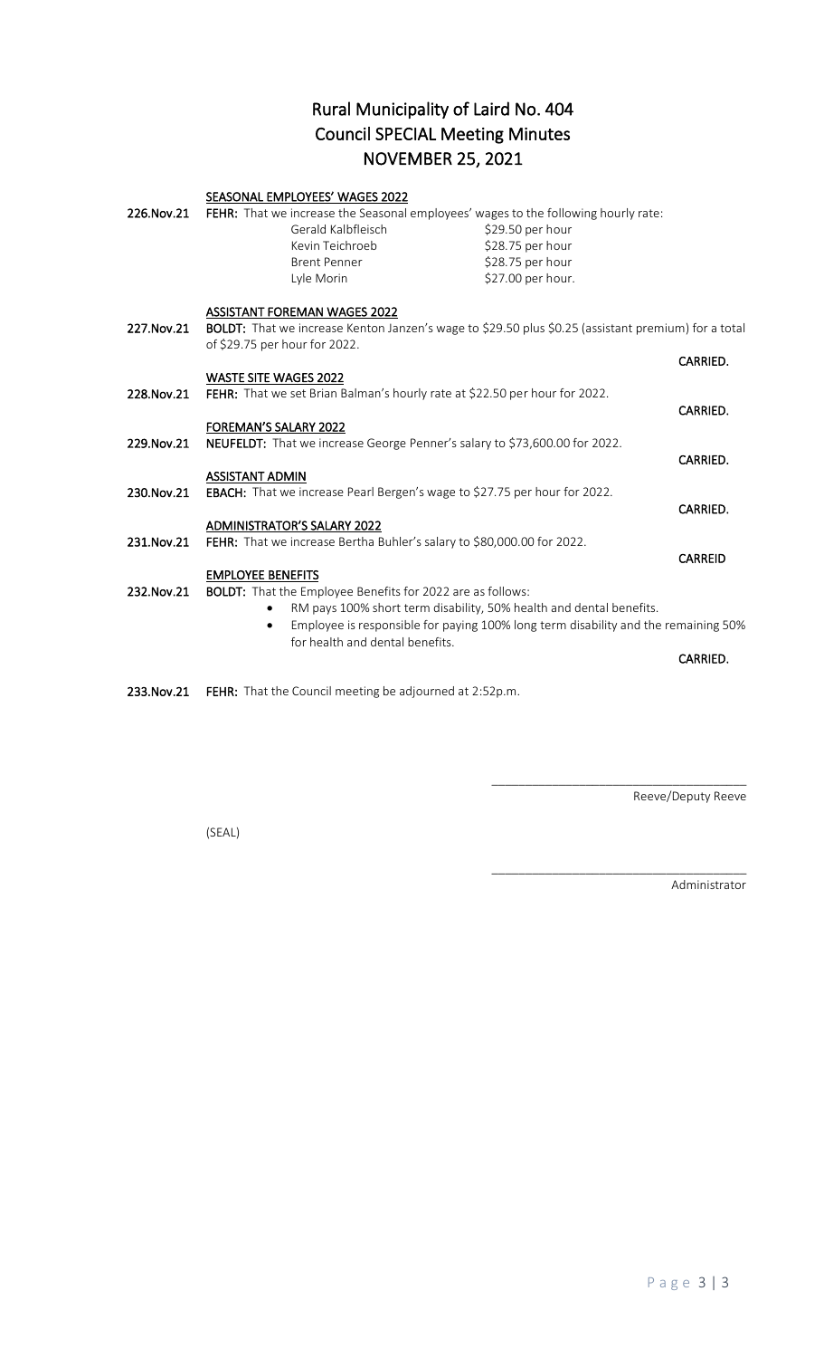# Rural Municipality of Laird No. 404
# Council SPECIAL Meeting Minutes
# NOVEMBER 25, 2021

**SEASONAL EMPLOYEES' WAGES 2022**

**226.Nov.21** **FEHR:** That we increase the Seasonal employees' wages to the following hourly rate:

| | |
|---|---|
| Gerald Kalbfleisch | $29.50 per hour |
| Kevin Teichroeb | $28.75 per hour |
| Brent Penner | $28.75 per hour |
| Lyle Morin | $27.00 per hour. |

**ASSISTANT FOREMAN WAGES 2022**

**227.Nov.21** **BOLDT:** That we increase Kenton Janzen's wage to $29.50 plus $0.25 (assistant premium) for a total of $29.75 per hour for 2022.

**CARRIED.**

**WASTE SITE WAGES 2022**

**228.Nov.21** **FEHR:** That we set Brian Balman's hourly rate at $22.50 per hour for 2022.

**CARRIED.**

**FOREMAN'S SALARY 2022**

**229.Nov.21** **NEUFELDT:** That we increase George Penner's salary to $73,600.00 for 2022.

**CARRIED.**

**ASSISTANT ADMIN**

**230.Nov.21** **EBACH:** That we increase Pearl Bergen's wage to $27.75 per hour for 2022.

**CARRIED.**

**ADMINISTRATOR'S SALARY 2022**

**231.Nov.21** **FEHR:** That we increase Bertha Buhler's salary to $80,000.00 for 2022.

**CARREID**

**EMPLOYEE BENEFITS**

**232.Nov.21** **BOLDT:** That the Employee Benefits for 2022 are as follows:

- RM pays 100% short term disability, 50% health and dental benefits.
- Employee is responsible for paying 100% long term disability and the remaining 50% for health and dental benefits.

**CARRIED.**

**233.Nov.21** **FEHR:** That the Council meeting be adjourned at 2:52p.m.

\_\_\_\_\_\_\_\_\_\_\_\_\_\_\_\_\_\_\_\_\_\_\_\_\_\_\_\_\_\_\_\_\_\_\_\_

Reeve/Deputy Reeve

(SEAL)

\_\_\_\_\_\_\_\_\_\_\_\_\_\_\_\_\_\_\_\_\_\_\_\_\_\_\_\_\_\_\_\_\_\_\_\_

Administrator